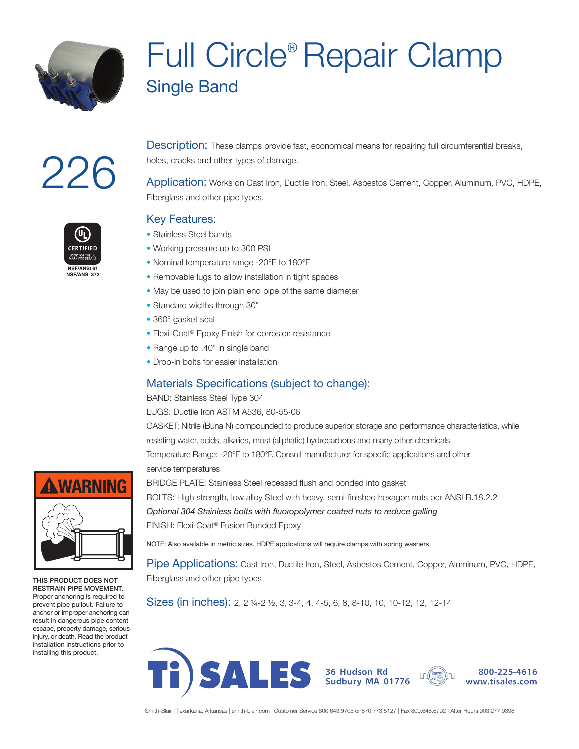# Full Circle® Repair Clamp

## Single Band

# 226

NSF/ANSI 61
NSF/ANSI 372

**Description:** These clamps provide fast, economical means for repairing full circumferential breaks, holes, cracks and other types of damage.

**Application:** Works on Cast Iron, Ductile Iron, Steel, Asbestos Cement, Copper, Aluminum, PVC, HDPE, Fiberglass and other pipe types.

### Key Features:

- Stainless Steel bands
- Working pressure up to 300 PSI
- Nominal temperature range -20°F to 180°F
- Removable lugs to allow installation in tight spaces
- May be used to join plain end pipe of the same diameter
- Standard widths through 30"
- 360° gasket seal
- Flexi-Coat® Epoxy Finish for corrosion resistance
- Range up to .40" in single band
- Drop-in bolts for easier installation

### Materials Specifications (subject to change):

BAND: Stainless Steel Type 304

LUGS: Ductile Iron ASTM A536, 80-55-06

GASKET: Nitrile (Buna N) compounded to produce superior storage and performance characteristics, while resisting water, acids, alkalies, most (aliphatic) hydrocarbons and many other chemicals

Temperature Range: -20°F to 180°F. Consult manufacturer for specific applications and other service temperatures

BRIDGE PLATE: Stainless Steel recessed flush and bonded into gasket

BOLTS: High strength, low alloy Steel with heavy, semi-finished hexagon nuts per ANSI B.18.2.2

*Optional 304 Stainless bolts with fluoropolymer coated nuts to reduce galling*

FINISH: Flexi-Coat® Fusion Bonded Epoxy

NOTE: Also available in metric sizes. HDPE applications will require clamps with spring washers

**Pipe Applications:** Cast Iron, Ductile Iron, Steel, Asbestos Cement, Copper, Aluminum, PVC, HDPE, Fiberglass and other pipe types

**Sizes (in inches):** 2, 2 ¼-2 ½, 3, 3-4, 4, 4-5, 6, 8, 8-10, 10, 10-12, 12, 12-14

**⚠WARNING**

**THIS PRODUCT DOES NOT RESTRAIN PIPE MOVEMENT.** Proper anchoring is required to prevent pipe pullout. Failure to anchor or improper anchoring can result in dangerous pipe content escape, property damage, serious injury, or death. Read the product installation instructions prior to installing this product.

Ti SALES
36 Hudson Rd
Sudbury MA 01776
800-225-4616
www.tisales.com

Smith-Blair | Texarkana, Arkansas | smith-blair.com | Customer Service 800.643.9705 or 870.773.5127 | Fax 800.648.6792 | After Hours 903.277.9398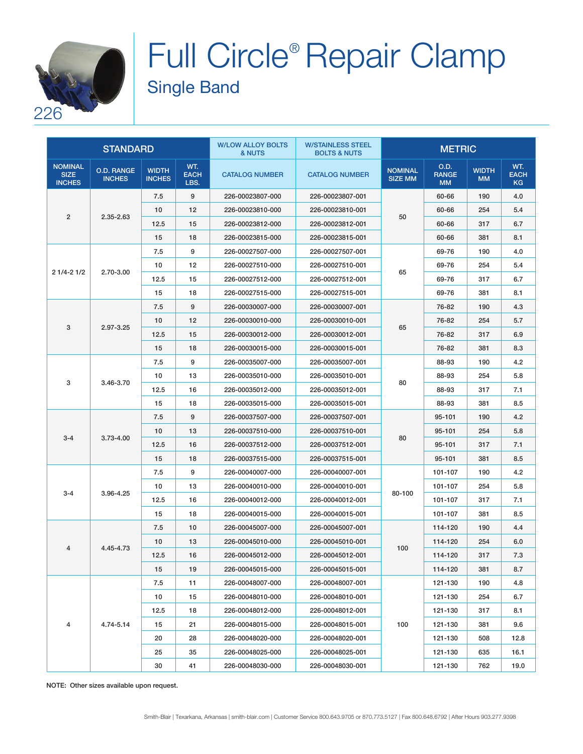# Full Circle® Repair Clamp

## Single Band

226

| STANDARD | | | | W/LOW ALLOY BOLTS & NUTS | W/STAINLESS STEEL BOLTS & NUTS | METRIC | | | |
|---|---|---|---|---|---|---|---|---|---|
| NOMINAL SIZE INCHES | O.D. RANGE INCHES | WIDTH INCHES | WT. EACH LBS. | CATALOG NUMBER | CATALOG NUMBER | NOMINAL SIZE MM | O.D. RANGE MM | WIDTH MM | WT. EACH KG |
| 2 | 2.35-2.63 | 7.5 | 9 | 226-00023807-000 | 226-00023807-001 | 50 | 60-66 | 190 | 4.0 |
| | | 10 | 12 | 226-00023810-000 | 226-00023810-001 | | 60-66 | 254 | 5.4 |
| | | 12.5 | 15 | 226-00023812-000 | 226-00023812-001 | | 60-66 | 317 | 6.7 |
| | | 15 | 18 | 226-00023815-000 | 226-00023815-001 | | 60-66 | 381 | 8.1 |
| 2 1/4-2 1/2 | 2.70-3.00 | 7.5 | 9 | 226-00027507-000 | 226-00027507-001 | 65 | 69-76 | 190 | 4.0 |
| | | 10 | 12 | 226-00027510-000 | 226-00027510-001 | | 69-76 | 254 | 5.4 |
| | | 12.5 | 15 | 226-00027512-000 | 226-00027512-001 | | 69-76 | 317 | 6.7 |
| | | 15 | 18 | 226-00027515-000 | 226-00027515-001 | | 69-76 | 381 | 8.1 |
| 3 | 2.97-3.25 | 7.5 | 9 | 226-00030007-000 | 226-00030007-001 | 65 | 76-82 | 190 | 4.3 |
| | | 10 | 12 | 226-00030010-000 | 226-00030010-001 | | 76-82 | 254 | 5.7 |
| | | 12.5 | 15 | 226-00030012-000 | 226-00030012-001 | | 76-82 | 317 | 6.9 |
| | | 15 | 18 | 226-00030015-000 | 226-00030015-001 | | 76-82 | 381 | 8.3 |
| 3 | 3.46-3.70 | 7.5 | 9 | 226-00035007-000 | 226-00035007-001 | 80 | 88-93 | 190 | 4.2 |
| | | 10 | 13 | 226-00035010-000 | 226-00035010-001 | | 88-93 | 254 | 5.8 |
| | | 12.5 | 16 | 226-00035012-000 | 226-00035012-001 | | 88-93 | 317 | 7.1 |
| | | 15 | 18 | 226-00035015-000 | 226-00035015-001 | | 88-93 | 381 | 8.5 |
| 3-4 | 3.73-4.00 | 7.5 | 9 | 226-00037507-000 | 226-00037507-001 | 80 | 95-101 | 190 | 4.2 |
| | | 10 | 13 | 226-00037510-000 | 226-00037510-001 | | 95-101 | 254 | 5.8 |
| | | 12.5 | 16 | 226-00037512-000 | 226-00037512-001 | | 95-101 | 317 | 7.1 |
| | | 15 | 18 | 226-00037515-000 | 226-00037515-001 | | 95-101 | 381 | 8.5 |
| 3-4 | 3.96-4.25 | 7.5 | 9 | 226-00040007-000 | 226-00040007-001 | 80-100 | 101-107 | 190 | 4.2 |
| | | 10 | 13 | 226-00040010-000 | 226-00040010-001 | | 101-107 | 254 | 5.8 |
| | | 12.5 | 16 | 226-00040012-000 | 226-00040012-001 | | 101-107 | 317 | 7.1 |
| | | 15 | 18 | 226-00040015-000 | 226-00040015-001 | | 101-107 | 381 | 8.5 |
| 4 | 4.45-4.73 | 7.5 | 10 | 226-00045007-000 | 226-00045007-001 | 100 | 114-120 | 190 | 4.4 |
| | | 10 | 13 | 226-00045010-000 | 226-00045010-001 | | 114-120 | 254 | 6.0 |
| | | 12.5 | 16 | 226-00045012-000 | 226-00045012-001 | | 114-120 | 317 | 7.3 |
| | | 15 | 19 | 226-00045015-000 | 226-00045015-001 | | 114-120 | 381 | 8.7 |
| 4 | 4.74-5.14 | 7.5 | 11 | 226-00048007-000 | 226-00048007-001 | 100 | 121-130 | 190 | 4.8 |
| | | 10 | 15 | 226-00048010-000 | 226-00048010-001 | | 121-130 | 254 | 6.7 |
| | | 12.5 | 18 | 226-00048012-000 | 226-00048012-001 | | 121-130 | 317 | 8.1 |
| | | 15 | 21 | 226-00048015-000 | 226-00048015-001 | | 121-130 | 381 | 9.6 |
| | | 20 | 28 | 226-00048020-000 | 226-00048020-001 | | 121-130 | 508 | 12.8 |
| | | 25 | 35 | 226-00048025-000 | 226-00048025-001 | | 121-130 | 635 | 16.1 |
| | | 30 | 41 | 226-00048030-000 | 226-00048030-001 | | 121-130 | 762 | 19.0 |

NOTE: Other sizes available upon request.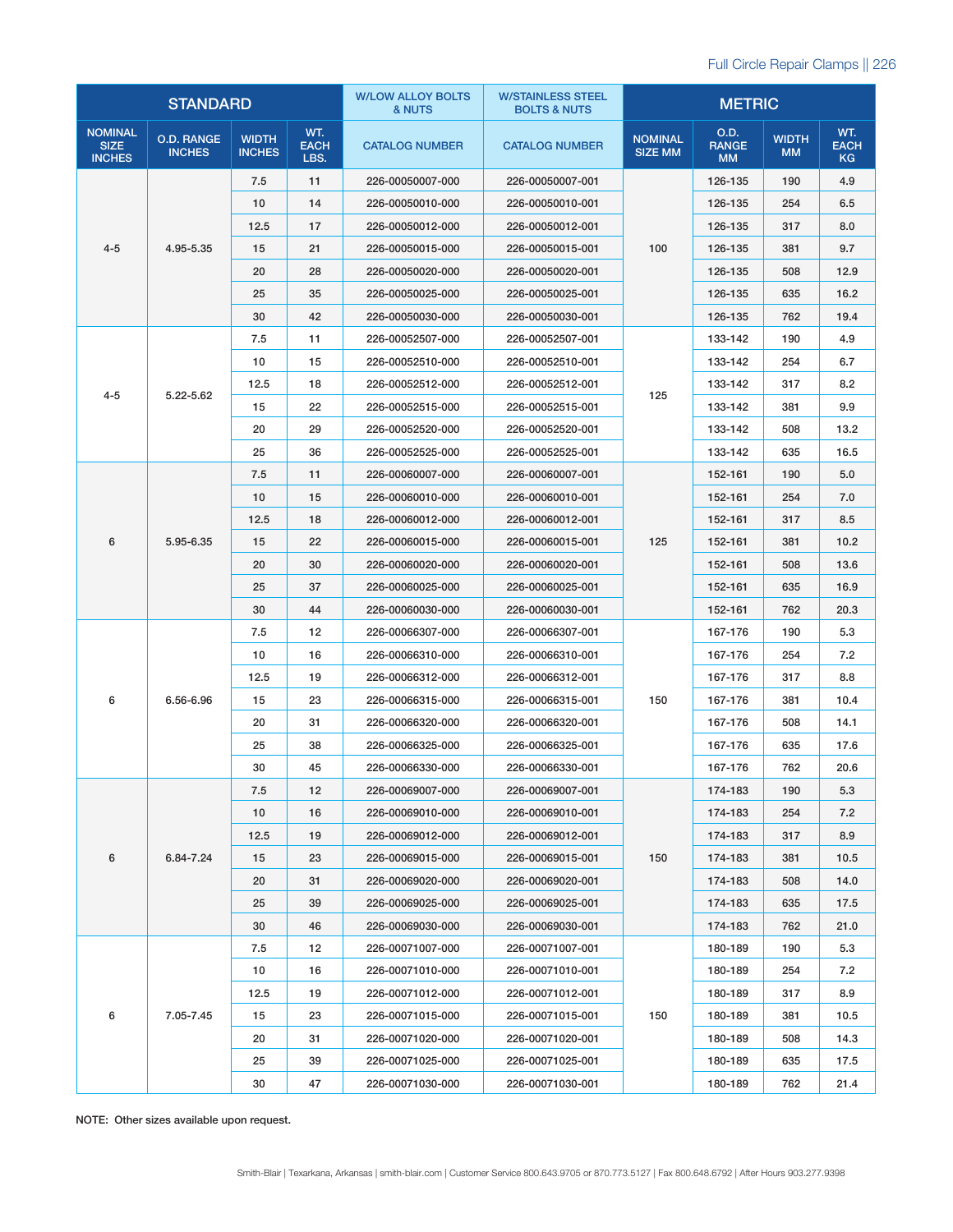| STANDARD | | | | W/LOW ALLOY BOLTS & NUTS | W/STAINLESS STEEL BOLTS & NUTS | METRIC | | | |
|---|---|---|---|---|---|---|---|---|---|
| NOMINAL SIZE INCHES | O.D. RANGE INCHES | WIDTH INCHES | WT. EACH LBS. | CATALOG NUMBER | CATALOG NUMBER | NOMINAL SIZE MM | O.D. RANGE MM | WIDTH MM | WT. EACH KG |
| 4-5 | 4.95-5.35 | 7.5 | 11 | 226-00050007-000 | 226-00050007-001 | 100 | 126-135 | 190 | 4.9 |
| | | 10 | 14 | 226-00050010-000 | 226-00050010-001 | | 126-135 | 254 | 6.5 |
| | | 12.5 | 17 | 226-00050012-000 | 226-00050012-001 | | 126-135 | 317 | 8.0 |
| | | 15 | 21 | 226-00050015-000 | 226-00050015-001 | | 126-135 | 381 | 9.7 |
| | | 20 | 28 | 226-00050020-000 | 226-00050020-001 | | 126-135 | 508 | 12.9 |
| | | 25 | 35 | 226-00050025-000 | 226-00050025-001 | | 126-135 | 635 | 16.2 |
| | | 30 | 42 | 226-00050030-000 | 226-00050030-001 | | 126-135 | 762 | 19.4 |
| 4-5 | 5.22-5.62 | 7.5 | 11 | 226-00052507-000 | 226-00052507-001 | 125 | 133-142 | 190 | 4.9 |
| | | 10 | 15 | 226-00052510-000 | 226-00052510-001 | | 133-142 | 254 | 6.7 |
| | | 12.5 | 18 | 226-00052512-000 | 226-00052512-001 | | 133-142 | 317 | 8.2 |
| | | 15 | 22 | 226-00052515-000 | 226-00052515-001 | | 133-142 | 381 | 9.9 |
| | | 20 | 29 | 226-00052520-000 | 226-00052520-001 | | 133-142 | 508 | 13.2 |
| | | 25 | 36 | 226-00052525-000 | 226-00052525-001 | | 133-142 | 635 | 16.5 |
| 6 | 5.95-6.35 | 7.5 | 11 | 226-00060007-000 | 226-00060007-001 | 125 | 152-161 | 190 | 5.0 |
| | | 10 | 15 | 226-00060010-000 | 226-00060010-001 | | 152-161 | 254 | 7.0 |
| | | 12.5 | 18 | 226-00060012-000 | 226-00060012-001 | | 152-161 | 317 | 8.5 |
| | | 15 | 22 | 226-00060015-000 | 226-00060015-001 | | 152-161 | 381 | 10.2 |
| | | 20 | 30 | 226-00060020-000 | 226-00060020-001 | | 152-161 | 508 | 13.6 |
| | | 25 | 37 | 226-00060025-000 | 226-00060025-001 | | 152-161 | 635 | 16.9 |
| | | 30 | 44 | 226-00060030-000 | 226-00060030-001 | | 152-161 | 762 | 20.3 |
| 6 | 6.56-6.96 | 7.5 | 12 | 226-00066307-000 | 226-00066307-001 | 150 | 167-176 | 190 | 5.3 |
| | | 10 | 16 | 226-00066310-000 | 226-00066310-001 | | 167-176 | 254 | 7.2 |
| | | 12.5 | 19 | 226-00066312-000 | 226-00066312-001 | | 167-176 | 317 | 8.8 |
| | | 15 | 23 | 226-00066315-000 | 226-00066315-001 | | 167-176 | 381 | 10.4 |
| | | 20 | 31 | 226-00066320-000 | 226-00066320-001 | | 167-176 | 508 | 14.1 |
| | | 25 | 38 | 226-00066325-000 | 226-00066325-001 | | 167-176 | 635 | 17.6 |
| | | 30 | 45 | 226-00066330-000 | 226-00066330-001 | | 167-176 | 762 | 20.6 |
| 6 | 6.84-7.24 | 7.5 | 12 | 226-00069007-000 | 226-00069007-001 | 150 | 174-183 | 190 | 5.3 |
| | | 10 | 16 | 226-00069010-000 | 226-00069010-001 | | 174-183 | 254 | 7.2 |
| | | 12.5 | 19 | 226-00069012-000 | 226-00069012-001 | | 174-183 | 317 | 8.9 |
| | | 15 | 23 | 226-00069015-000 | 226-00069015-001 | | 174-183 | 381 | 10.5 |
| | | 20 | 31 | 226-00069020-000 | 226-00069020-001 | | 174-183 | 508 | 14.0 |
| | | 25 | 39 | 226-00069025-000 | 226-00069025-001 | | 174-183 | 635 | 17.5 |
| | | 30 | 46 | 226-00069030-000 | 226-00069030-001 | | 174-183 | 762 | 21.0 |
| 6 | 7.05-7.45 | 7.5 | 12 | 226-00071007-000 | 226-00071007-001 | 150 | 180-189 | 190 | 5.3 |
| | | 10 | 16 | 226-00071010-000 | 226-00071010-001 | | 180-189 | 254 | 7.2 |
| | | 12.5 | 19 | 226-00071012-000 | 226-00071012-001 | | 180-189 | 317 | 8.9 |
| | | 15 | 23 | 226-00071015-000 | 226-00071015-001 | | 180-189 | 381 | 10.5 |
| | | 20 | 31 | 226-00071020-000 | 226-00071020-001 | | 180-189 | 508 | 14.3 |
| | | 25 | 39 | 226-00071025-000 | 226-00071025-001 | | 180-189 | 635 | 17.5 |
| | | 30 | 47 | 226-00071030-000 | 226-00071030-001 | | 180-189 | 762 | 21.4 |

**NOTE:** Other sizes available upon request.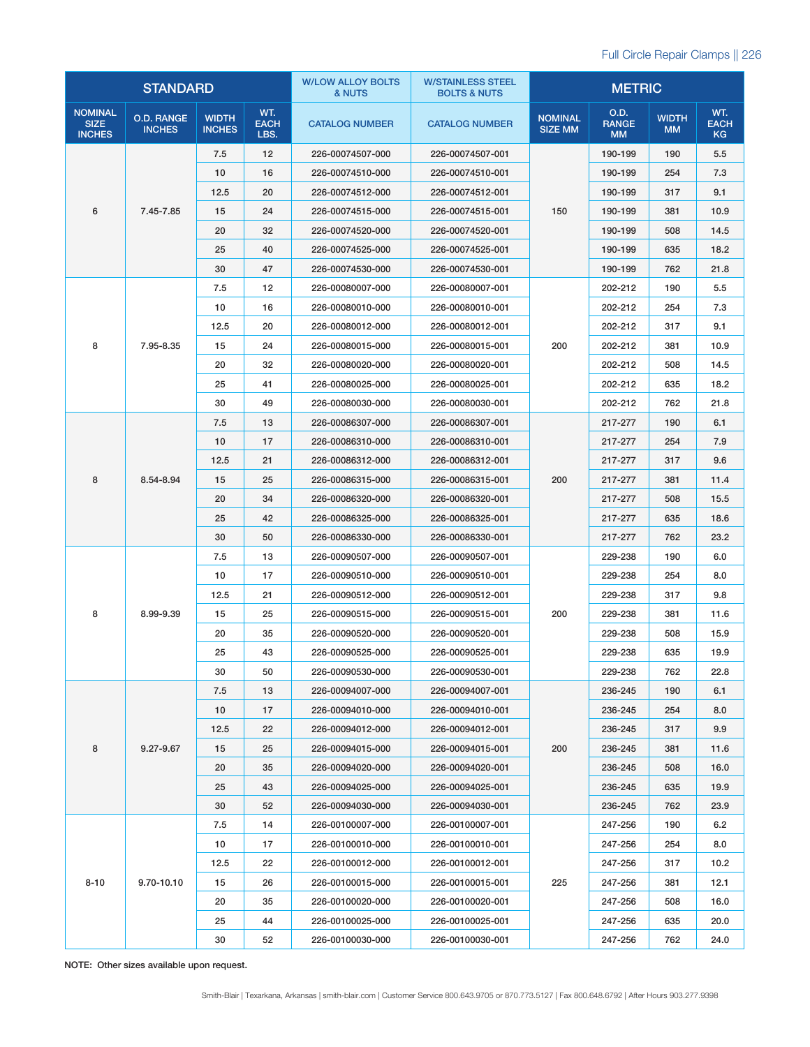| STANDARD | | | | W/LOW ALLOY BOLTS & NUTS | W/STAINLESS STEEL BOLTS & NUTS | METRIC | | | |
|---|---|---|---|---|---|---|---|---|---|
| NOMINAL SIZE INCHES | O.D. RANGE INCHES | WIDTH INCHES | WT. EACH LBS. | CATALOG NUMBER | CATALOG NUMBER | NOMINAL SIZE MM | O.D. RANGE MM | WIDTH MM | WT. EACH KG |
| 6 | 7.45-7.85 | 7.5 | 12 | 226-00074507-000 | 226-00074507-001 | 150 | 190-199 | 190 | 5.5 |
| | | 10 | 16 | 226-00074510-000 | 226-00074510-001 | | 190-199 | 254 | 7.3 |
| | | 12.5 | 20 | 226-00074512-000 | 226-00074512-001 | | 190-199 | 317 | 9.1 |
| | | 15 | 24 | 226-00074515-000 | 226-00074515-001 | | 190-199 | 381 | 10.9 |
| | | 20 | 32 | 226-00074520-000 | 226-00074520-001 | | 190-199 | 508 | 14.5 |
| | | 25 | 40 | 226-00074525-000 | 226-00074525-001 | | 190-199 | 635 | 18.2 |
| | | 30 | 47 | 226-00074530-000 | 226-00074530-001 | | 190-199 | 762 | 21.8 |
| 8 | 7.95-8.35 | 7.5 | 12 | 226-00080007-000 | 226-00080007-001 | 200 | 202-212 | 190 | 5.5 |
| | | 10 | 16 | 226-00080010-000 | 226-00080010-001 | | 202-212 | 254 | 7.3 |
| | | 12.5 | 20 | 226-00080012-000 | 226-00080012-001 | | 202-212 | 317 | 9.1 |
| | | 15 | 24 | 226-00080015-000 | 226-00080015-001 | | 202-212 | 381 | 10.9 |
| | | 20 | 32 | 226-00080020-000 | 226-00080020-001 | | 202-212 | 508 | 14.5 |
| | | 25 | 41 | 226-00080025-000 | 226-00080025-001 | | 202-212 | 635 | 18.2 |
| | | 30 | 49 | 226-00080030-000 | 226-00080030-001 | | 202-212 | 762 | 21.8 |
| 8 | 8.54-8.94 | 7.5 | 13 | 226-00086307-000 | 226-00086307-001 | 200 | 217-277 | 190 | 6.1 |
| | | 10 | 17 | 226-00086310-000 | 226-00086310-001 | | 217-277 | 254 | 7.9 |
| | | 12.5 | 21 | 226-00086312-000 | 226-00086312-001 | | 217-277 | 317 | 9.6 |
| | | 15 | 25 | 226-00086315-000 | 226-00086315-001 | | 217-277 | 381 | 11.4 |
| | | 20 | 34 | 226-00086320-000 | 226-00086320-001 | | 217-277 | 508 | 15.5 |
| | | 25 | 42 | 226-00086325-000 | 226-00086325-001 | | 217-277 | 635 | 18.6 |
| | | 30 | 50 | 226-00086330-000 | 226-00086330-001 | | 217-277 | 762 | 23.2 |
| 8 | 8.99-9.39 | 7.5 | 13 | 226-00090507-000 | 226-00090507-001 | 200 | 229-238 | 190 | 6.0 |
| | | 10 | 17 | 226-00090510-000 | 226-00090510-001 | | 229-238 | 254 | 8.0 |
| | | 12.5 | 21 | 226-00090512-000 | 226-00090512-001 | | 229-238 | 317 | 9.8 |
| | | 15 | 25 | 226-00090515-000 | 226-00090515-001 | | 229-238 | 381 | 11.6 |
| | | 20 | 35 | 226-00090520-000 | 226-00090520-001 | | 229-238 | 508 | 15.9 |
| | | 25 | 43 | 226-00090525-000 | 226-00090525-001 | | 229-238 | 635 | 19.9 |
| | | 30 | 50 | 226-00090530-000 | 226-00090530-001 | | 229-238 | 762 | 22.8 |
| 8 | 9.27-9.67 | 7.5 | 13 | 226-00094007-000 | 226-00094007-001 | 200 | 236-245 | 190 | 6.1 |
| | | 10 | 17 | 226-00094010-000 | 226-00094010-001 | | 236-245 | 254 | 8.0 |
| | | 12.5 | 22 | 226-00094012-000 | 226-00094012-001 | | 236-245 | 317 | 9.9 |
| | | 15 | 25 | 226-00094015-000 | 226-00094015-001 | | 236-245 | 381 | 11.6 |
| | | 20 | 35 | 226-00094020-000 | 226-00094020-001 | | 236-245 | 508 | 16.0 |
| | | 25 | 43 | 226-00094025-000 | 226-00094025-001 | | 236-245 | 635 | 19.9 |
| | | 30 | 52 | 226-00094030-000 | 226-00094030-001 | | 236-245 | 762 | 23.9 |
| 8-10 | 9.70-10.10 | 7.5 | 14 | 226-00100007-000 | 226-00100007-001 | 225 | 247-256 | 190 | 6.2 |
| | | 10 | 17 | 226-00100010-000 | 226-00100010-001 | | 247-256 | 254 | 8.0 |
| | | 12.5 | 22 | 226-00100012-000 | 226-00100012-001 | | 247-256 | 317 | 10.2 |
| | | 15 | 26 | 226-00100015-000 | 226-00100015-001 | | 247-256 | 381 | 12.1 |
| | | 20 | 35 | 226-00100020-000 | 226-00100020-001 | | 247-256 | 508 | 16.0 |
| | | 25 | 44 | 226-00100025-000 | 226-00100025-001 | | 247-256 | 635 | 20.0 |
| | | 30 | 52 | 226-00100030-000 | 226-00100030-001 | | 247-256 | 762 | 24.0 |

**NOTE:** Other sizes available upon request.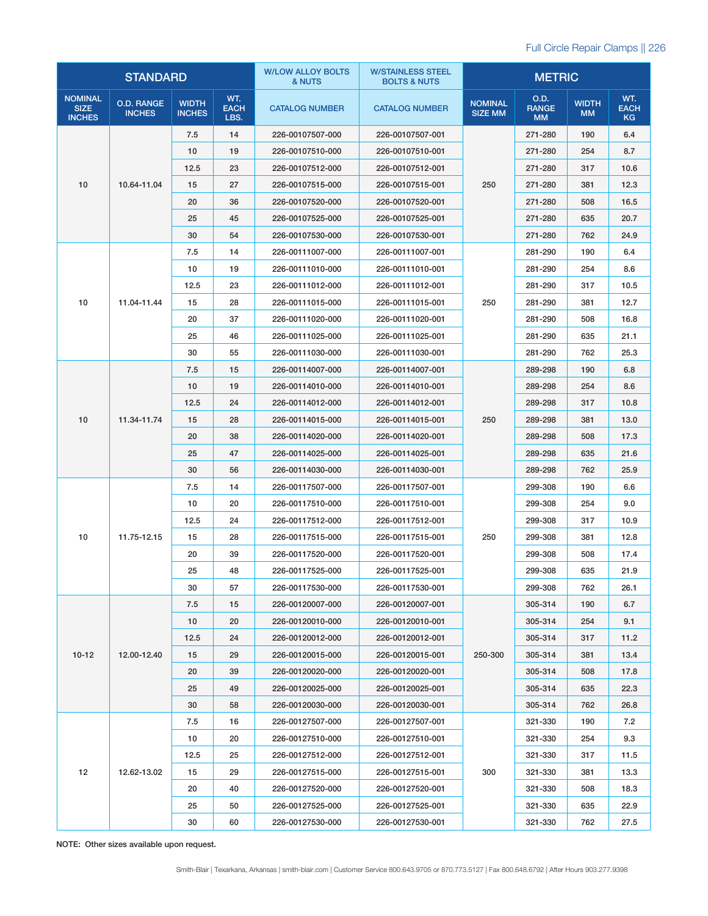| STANDARD | | | | W/LOW ALLOY BOLTS & NUTS | W/STAINLESS STEEL BOLTS & NUTS | METRIC | | | |
|---|---|---|---|---|---|---|---|---|---|
| NOMINAL SIZE INCHES | O.D. RANGE INCHES | WIDTH INCHES | WT. EACH LBS. | CATALOG NUMBER | CATALOG NUMBER | NOMINAL SIZE MM | O.D. RANGE MM | WIDTH MM | WT. EACH KG |
| 10 | 10.64-11.04 | 7.5 | 14 | 226-00107507-000 | 226-00107507-001 | 250 | 271-280 | 190 | 6.4 |
| | | 10 | 19 | 226-00107510-000 | 226-00107510-001 | | 271-280 | 254 | 8.7 |
| | | 12.5 | 23 | 226-00107512-000 | 226-00107512-001 | | 271-280 | 317 | 10.6 |
| | | 15 | 27 | 226-00107515-000 | 226-00107515-001 | | 271-280 | 381 | 12.3 |
| | | 20 | 36 | 226-00107520-000 | 226-00107520-001 | | 271-280 | 508 | 16.5 |
| | | 25 | 45 | 226-00107525-000 | 226-00107525-001 | | 271-280 | 635 | 20.7 |
| | | 30 | 54 | 226-00107530-000 | 226-00107530-001 | | 271-280 | 762 | 24.9 |
| 10 | 11.04-11.44 | 7.5 | 14 | 226-00111007-000 | 226-00111007-001 | 250 | 281-290 | 190 | 6.4 |
| | | 10 | 19 | 226-00111010-000 | 226-00111010-001 | | 281-290 | 254 | 8.6 |
| | | 12.5 | 23 | 226-00111012-000 | 226-00111012-001 | | 281-290 | 317 | 10.5 |
| | | 15 | 28 | 226-00111015-000 | 226-00111015-001 | | 281-290 | 381 | 12.7 |
| | | 20 | 37 | 226-00111020-000 | 226-00111020-001 | | 281-290 | 508 | 16.8 |
| | | 25 | 46 | 226-00111025-000 | 226-00111025-001 | | 281-290 | 635 | 21.1 |
| | | 30 | 55 | 226-00111030-000 | 226-00111030-001 | | 281-290 | 762 | 25.3 |
| 10 | 11.34-11.74 | 7.5 | 15 | 226-00114007-000 | 226-00114007-001 | 250 | 289-298 | 190 | 6.8 |
| | | 10 | 19 | 226-00114010-000 | 226-00114010-001 | | 289-298 | 254 | 8.6 |
| | | 12.5 | 24 | 226-00114012-000 | 226-00114012-001 | | 289-298 | 317 | 10.8 |
| | | 15 | 28 | 226-00114015-000 | 226-00114015-001 | | 289-298 | 381 | 13.0 |
| | | 20 | 38 | 226-00114020-000 | 226-00114020-001 | | 289-298 | 508 | 17.3 |
| | | 25 | 47 | 226-00114025-000 | 226-00114025-001 | | 289-298 | 635 | 21.6 |
| | | 30 | 56 | 226-00114030-000 | 226-00114030-001 | | 289-298 | 762 | 25.9 |
| 10 | 11.75-12.15 | 7.5 | 14 | 226-00117507-000 | 226-00117507-001 | 250 | 299-308 | 190 | 6.6 |
| | | 10 | 20 | 226-00117510-000 | 226-00117510-001 | | 299-308 | 254 | 9.0 |
| | | 12.5 | 24 | 226-00117512-000 | 226-00117512-001 | | 299-308 | 317 | 10.9 |
| | | 15 | 28 | 226-00117515-000 | 226-00117515-001 | | 299-308 | 381 | 12.8 |
| | | 20 | 39 | 226-00117520-000 | 226-00117520-001 | | 299-308 | 508 | 17.4 |
| | | 25 | 48 | 226-00117525-000 | 226-00117525-001 | | 299-308 | 635 | 21.9 |
| | | 30 | 57 | 226-00117530-000 | 226-00117530-001 | | 299-308 | 762 | 26.1 |
| 10-12 | 12.00-12.40 | 7.5 | 15 | 226-00120007-000 | 226-00120007-001 | 250-300 | 305-314 | 190 | 6.7 |
| | | 10 | 20 | 226-00120010-000 | 226-00120010-001 | | 305-314 | 254 | 9.1 |
| | | 12.5 | 24 | 226-00120012-000 | 226-00120012-001 | | 305-314 | 317 | 11.2 |
| | | 15 | 29 | 226-00120015-000 | 226-00120015-001 | | 305-314 | 381 | 13.4 |
| | | 20 | 39 | 226-00120020-000 | 226-00120020-001 | | 305-314 | 508 | 17.8 |
| | | 25 | 49 | 226-00120025-000 | 226-00120025-001 | | 305-314 | 635 | 22.3 |
| | | 30 | 58 | 226-00120030-000 | 226-00120030-001 | | 305-314 | 762 | 26.8 |
| 12 | 12.62-13.02 | 7.5 | 16 | 226-00127507-000 | 226-00127507-001 | 300 | 321-330 | 190 | 7.2 |
| | | 10 | 20 | 226-00127510-000 | 226-00127510-001 | | 321-330 | 254 | 9.3 |
| | | 12.5 | 25 | 226-00127512-000 | 226-00127512-001 | | 321-330 | 317 | 11.5 |
| | | 15 | 29 | 226-00127515-000 | 226-00127515-001 | | 321-330 | 381 | 13.3 |
| | | 20 | 40 | 226-00127520-000 | 226-00127520-001 | | 321-330 | 508 | 18.3 |
| | | 25 | 50 | 226-00127525-000 | 226-00127525-001 | | 321-330 | 635 | 22.9 |
| | | 30 | 60 | 226-00127530-000 | 226-00127530-001 | | 321-330 | 762 | 27.5 |

**NOTE:** Other sizes available upon request.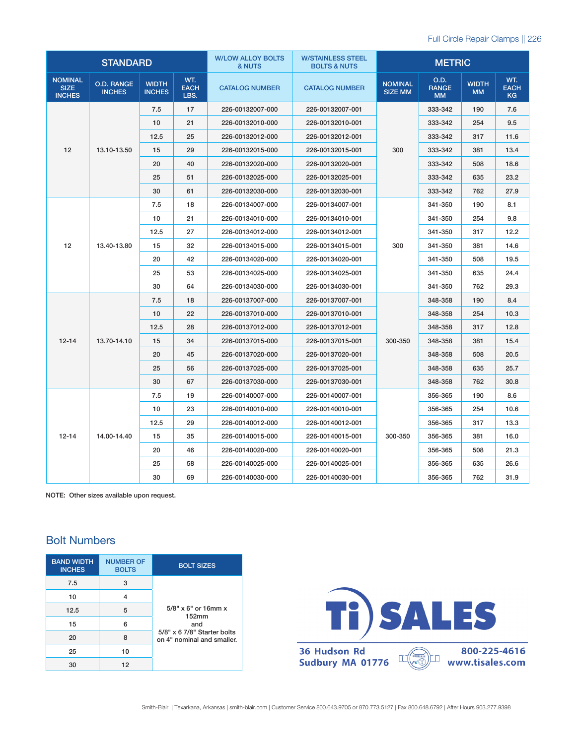| STANDARD | | | | W/LOW ALLOY BOLTS & NUTS | W/STAINLESS STEEL BOLTS & NUTS | METRIC | | | |
|---|---|---|---|---|---|---|---|---|---|
| NOMINAL SIZE INCHES | O.D. RANGE INCHES | WIDTH INCHES | WT. EACH LBS. | CATALOG NUMBER | CATALOG NUMBER | NOMINAL SIZE MM | O.D. RANGE MM | WIDTH MM | WT. EACH KG |
| 12 | 13.10-13.50 | 7.5 | 17 | 226-00132007-000 | 226-00132007-001 | 300 | 333-342 | 190 | 7.6 |
| | | 10 | 21 | 226-00132010-000 | 226-00132010-001 | | 333-342 | 254 | 9.5 |
| | | 12.5 | 25 | 226-00132012-000 | 226-00132012-001 | | 333-342 | 317 | 11.6 |
| | | 15 | 29 | 226-00132015-000 | 226-00132015-001 | | 333-342 | 381 | 13.4 |
| | | 20 | 40 | 226-00132020-000 | 226-00132020-001 | | 333-342 | 508 | 18.6 |
| | | 25 | 51 | 226-00132025-000 | 226-00132025-001 | | 333-342 | 635 | 23.2 |
| | | 30 | 61 | 226-00132030-000 | 226-00132030-001 | | 333-342 | 762 | 27.9 |
| 12 | 13.40-13.80 | 7.5 | 18 | 226-00134007-000 | 226-00134007-001 | 300 | 341-350 | 190 | 8.1 |
| | | 10 | 21 | 226-00134010-000 | 226-00134010-001 | | 341-350 | 254 | 9.8 |
| | | 12.5 | 27 | 226-00134012-000 | 226-00134012-001 | | 341-350 | 317 | 12.2 |
| | | 15 | 32 | 226-00134015-000 | 226-00134015-001 | | 341-350 | 381 | 14.6 |
| | | 20 | 42 | 226-00134020-000 | 226-00134020-001 | | 341-350 | 508 | 19.5 |
| | | 25 | 53 | 226-00134025-000 | 226-00134025-001 | | 341-350 | 635 | 24.4 |
| | | 30 | 64 | 226-00134030-000 | 226-00134030-001 | | 341-350 | 762 | 29.3 |
| 12-14 | 13.70-14.10 | 7.5 | 18 | 226-00137007-000 | 226-00137007-001 | 300-350 | 348-358 | 190 | 8.4 |
| | | 10 | 22 | 226-00137010-000 | 226-00137010-001 | | 348-358 | 254 | 10.3 |
| | | 12.5 | 28 | 226-00137012-000 | 226-00137012-001 | | 348-358 | 317 | 12.8 |
| | | 15 | 34 | 226-00137015-000 | 226-00137015-001 | | 348-358 | 381 | 15.4 |
| | | 20 | 45 | 226-00137020-000 | 226-00137020-001 | | 348-358 | 508 | 20.5 |
| | | 25 | 56 | 226-00137025-000 | 226-00137025-001 | | 348-358 | 635 | 25.7 |
| | | 30 | 67 | 226-00137030-000 | 226-00137030-001 | | 348-358 | 762 | 30.8 |
| 12-14 | 14.00-14.40 | 7.5 | 19 | 226-00140007-000 | 226-00140007-001 | 300-350 | 356-365 | 190 | 8.6 |
| | | 10 | 23 | 226-00140010-000 | 226-00140010-001 | | 356-365 | 254 | 10.6 |
| | | 12.5 | 29 | 226-00140012-000 | 226-00140012-001 | | 356-365 | 317 | 13.3 |
| | | 15 | 35 | 226-00140015-000 | 226-00140015-001 | | 356-365 | 381 | 16.0 |
| | | 20 | 46 | 226-00140020-000 | 226-00140020-001 | | 356-365 | 508 | 21.3 |
| | | 25 | 58 | 226-00140025-000 | 226-00140025-001 | | 356-365 | 635 | 26.6 |
| | | 30 | 69 | 226-00140030-000 | 226-00140030-001 | | 356-365 | 762 | 31.9 |

NOTE: Other sizes available upon request.

## Bolt Numbers

| BAND WIDTH INCHES | NUMBER OF BOLTS | BOLT SIZES |
|---|---|---|
| 7.5 | 3 | 5/8" x 6" or 16mm x 152mm and 5/8" x 6 7/8" Starter bolts on 4" nominal and smaller. |
| 10 | 4 | |
| 12.5 | 5 | |
| 15 | 6 | |
| 20 | 8 | |
| 25 | 10 | |
| 30 | 12 | |

Ti SALES
36 Hudson Rd
Sudbury MA 01776
800-225-4616
www.tisales.com

Smith-Blair | Texarkana, Arkansas | smith-blair.com | Customer Service 800.643.9705 or 870.773.5127 | Fax 800.648.6792 | After Hours 903.277.9398